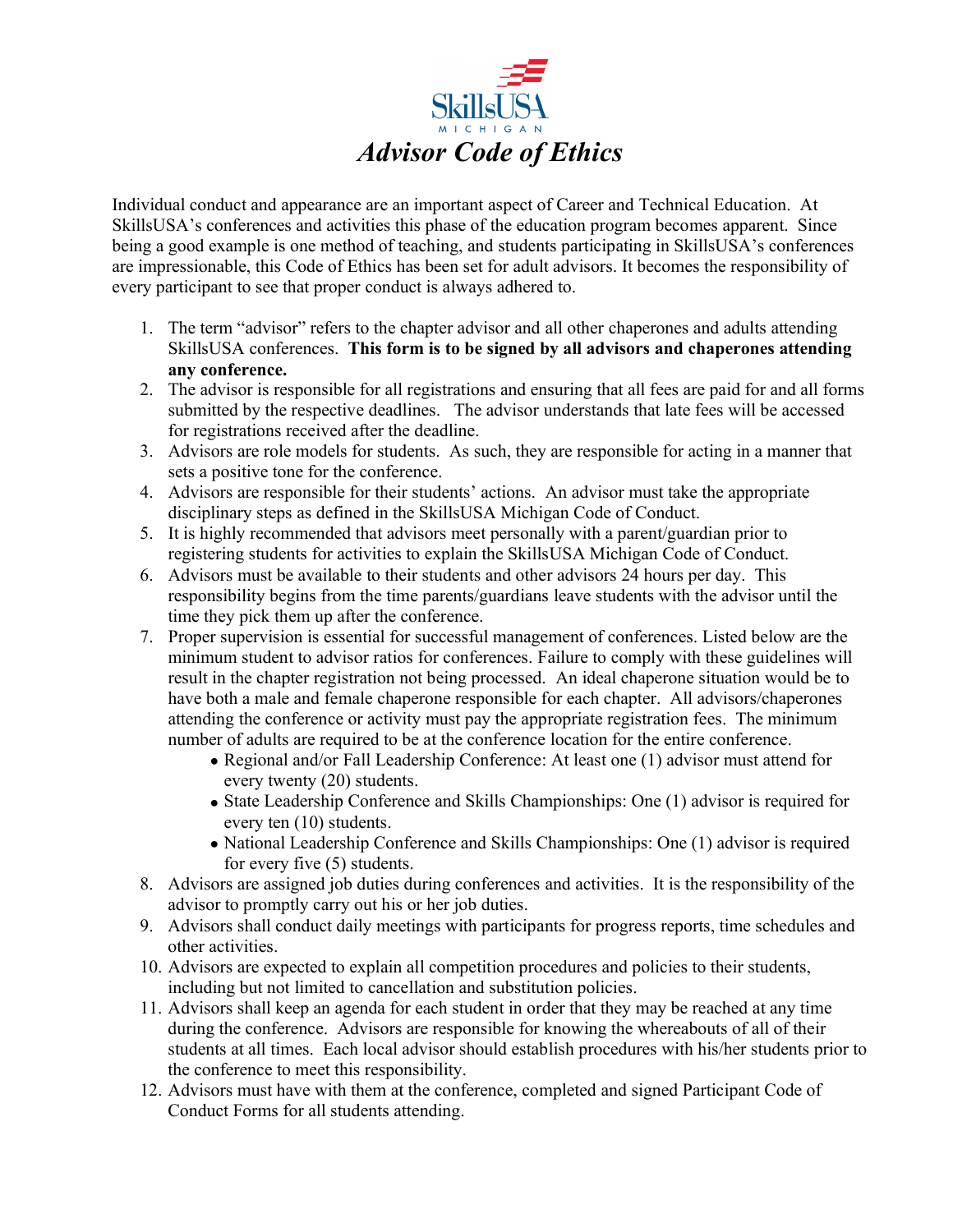SkillsUSA MICHIGAN

# *Advisor Code of Ethics*

Individual conduct and appearance are an important aspect of Career and Technical Education. At SkillsUSA's conferences and activities this phase of the education program becomes apparent. Since being a good example is one method of teaching, and students participating in SkillsUSA's conferences are impressionable, this Code of Ethics has been set for adult advisors. It becomes the responsibility of every participant to see that proper conduct is always adhered to.

1. The term "advisor" refers to the chapter advisor and all other chaperones and adults attending SkillsUSA conferences. **This form is to be signed by all advisors and chaperones attending any conference.**
2. The advisor is responsible for all registrations and ensuring that all fees are paid for and all forms submitted by the respective deadlines. The advisor understands that late fees will be accessed for registrations received after the deadline.
3. Advisors are role models for students. As such, they are responsible for acting in a manner that sets a positive tone for the conference.
4. Advisors are responsible for their students' actions. An advisor must take the appropriate disciplinary steps as defined in the SkillsUSA Michigan Code of Conduct.
5. It is highly recommended that advisors meet personally with a parent/guardian prior to registering students for activities to explain the SkillsUSA Michigan Code of Conduct.
6. Advisors must be available to their students and other advisors 24 hours per day. This responsibility begins from the time parents/guardians leave students with the advisor until the time they pick them up after the conference.
7. Proper supervision is essential for successful management of conferences. Listed below are the minimum student to advisor ratios for conferences. Failure to comply with these guidelines will result in the chapter registration not being processed. An ideal chaperone situation would be to have both a male and female chaperone responsible for each chapter. All advisors/chaperones attending the conference or activity must pay the appropriate registration fees. The minimum number of adults are required to be at the conference location for the entire conference.
   - Regional and/or Fall Leadership Conference: At least one (1) advisor must attend for every twenty (20) students.
   - State Leadership Conference and Skills Championships: One (1) advisor is required for every ten (10) students.
   - National Leadership Conference and Skills Championships: One (1) advisor is required for every five (5) students.
8. Advisors are assigned job duties during conferences and activities. It is the responsibility of the advisor to promptly carry out his or her job duties.
9. Advisors shall conduct daily meetings with participants for progress reports, time schedules and other activities.
10. Advisors are expected to explain all competition procedures and policies to their students, including but not limited to cancellation and substitution policies.
11. Advisors shall keep an agenda for each student in order that they may be reached at any time during the conference. Advisors are responsible for knowing the whereabouts of all of their students at all times. Each local advisor should establish procedures with his/her students prior to the conference to meet this responsibility.
12. Advisors must have with them at the conference, completed and signed Participant Code of Conduct Forms for all students attending.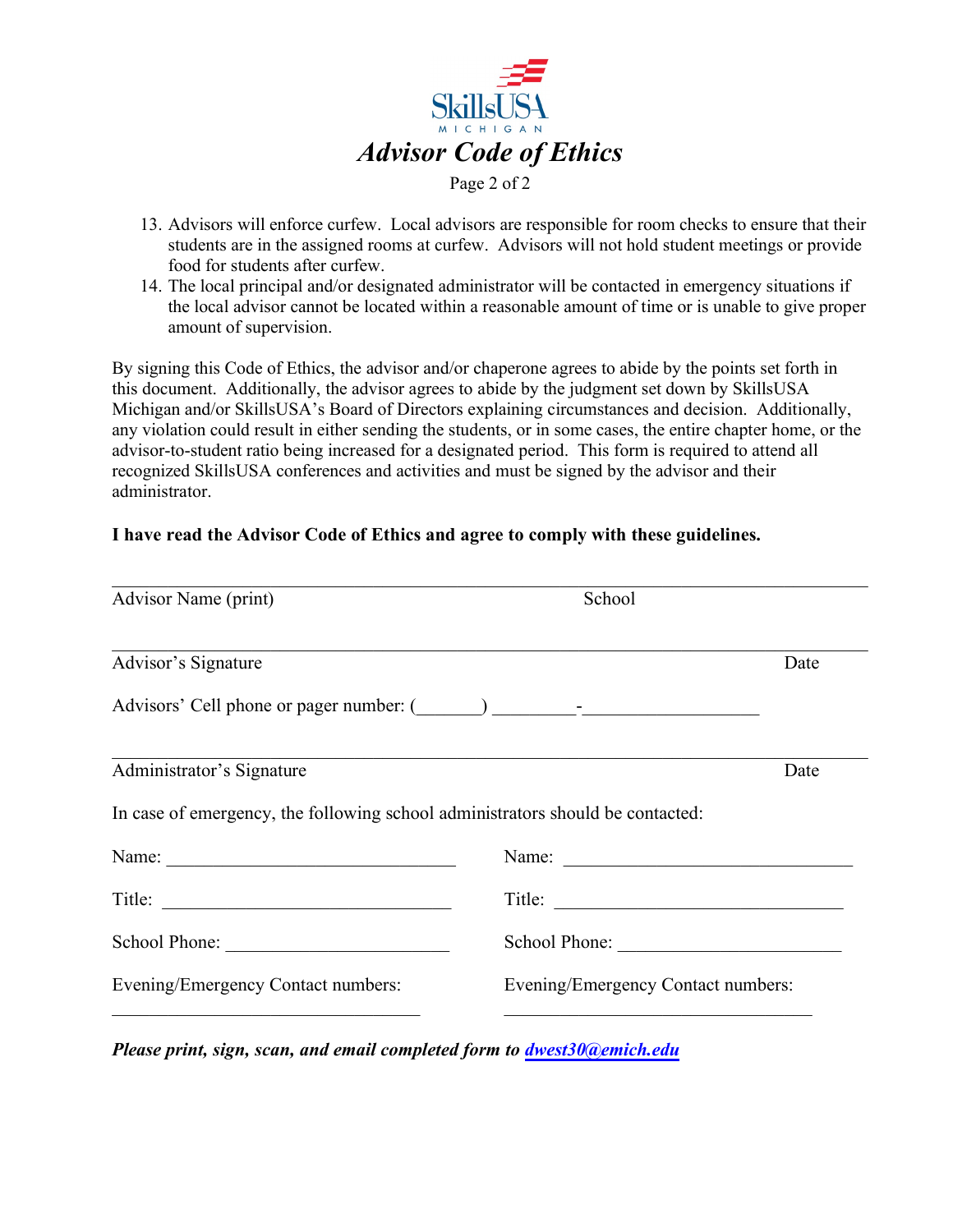# Advisor Code of Ethics

13. Advisors will enforce curfew. Local advisors are responsible for room checks to ensure that their students are in the assigned rooms at curfew. Advisors will not hold student meetings or provide food for students after curfew.
14. The local principal and/or designated administrator will be contacted in emergency situations if the local advisor cannot be located within a reasonable amount of time or is unable to give proper amount of supervision.

By signing this Code of Ethics, the advisor and/or chaperone agrees to abide by the points set forth in this document. Additionally, the advisor agrees to abide by the judgment set down by SkillsUSA Michigan and/or SkillsUSA's Board of Directors explaining circumstances and decision. Additionally, any violation could result in either sending the students, or in some cases, the entire chapter home, or the advisor-to-student ratio being increased for a designated period. This form is required to attend all recognized SkillsUSA conferences and activities and must be signed by the advisor and their administrator.

**I have read the Advisor Code of Ethics and agree to comply with these guidelines.**

_______________________________________________________________________________

Advisor Name (print)　　　　　　　　　　　　　　School

_______________________________________________________________________________

Advisor's Signature　　　　　　　　　　　　　　　　　　　　　　　　Date

Advisors' Cell phone or pager number: (_______) _________-__________________

_______________________________________________________________________________

Administrator's Signature　　　　　　　　　　　　　　　　　　　　　Date

In case of emergency, the following school administrators should be contacted:

Name: ______________________________　　Name: ______________________________

Title: ______________________________　　Title: ______________________________

School Phone: ______________________　　School Phone: ______________________

Evening/Emergency Contact numbers:　　Evening/Emergency Contact numbers:

________________________________　　________________________________

***Please print, sign, scan, and email completed form to [dwest30@emich.edu](mailto:dwest30@emich.edu)***